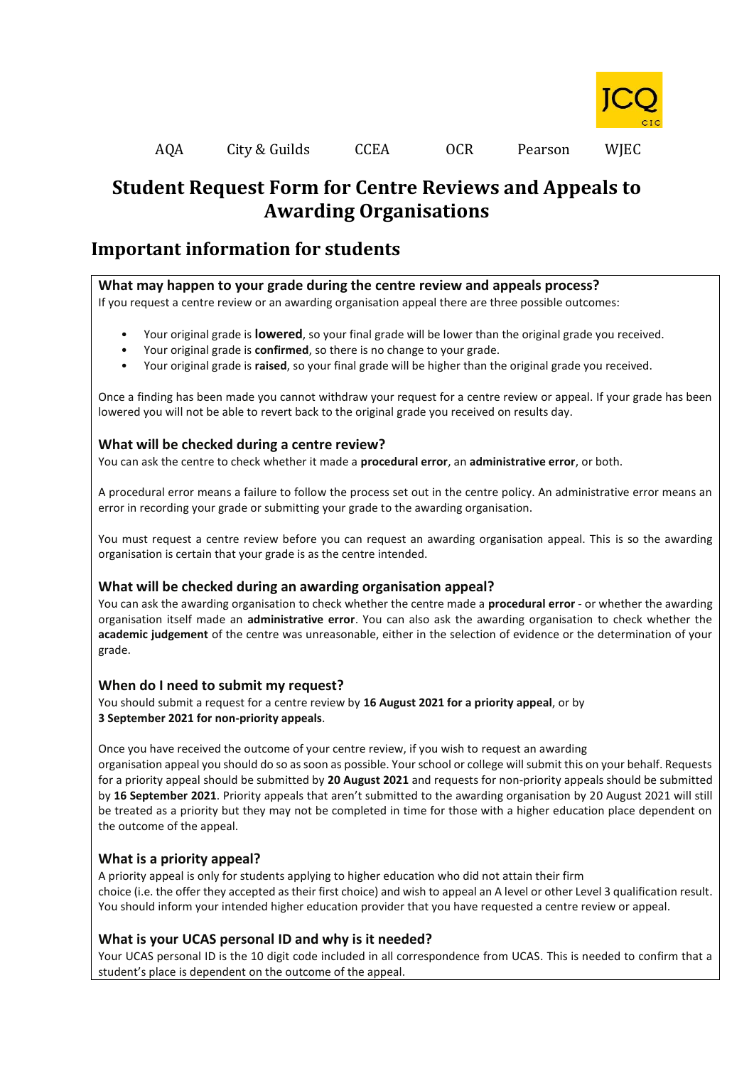JCQ CIC

AQA City & Guilds CCEA OCR Pearson WJEC

# Student Request Form for Centre Reviews and Appeals to Awarding Organisations

## Important information for students

### What may happen to your grade during the centre review and appeals process?

If you request a centre review or an awarding organisation appeal there are three possible outcomes:

- Your original grade is **lowered**, so your final grade will be lower than the original grade you received.
- Your original grade is **confirmed**, so there is no change to your grade.
- Your original grade is **raised**, so your final grade will be higher than the original grade you received.

Once a finding has been made you cannot withdraw your request for a centre review or appeal. If your grade has been lowered you will not be able to revert back to the original grade you received on results day.

### What will be checked during a centre review?

You can ask the centre to check whether it made a **procedural error**, an **administrative error**, or both.

A procedural error means a failure to follow the process set out in the centre policy. An administrative error means an error in recording your grade or submitting your grade to the awarding organisation.

You must request a centre review before you can request an awarding organisation appeal. This is so the awarding organisation is certain that your grade is as the centre intended.

### What will be checked during an awarding organisation appeal?

You can ask the awarding organisation to check whether the centre made a **procedural error** - or whether the awarding organisation itself made an **administrative error**. You can also ask the awarding organisation to check whether the **academic judgement** of the centre was unreasonable, either in the selection of evidence or the determination of your grade.

### When do I need to submit my request?

You should submit a request for a centre review by **16 August 2021 for a priority appeal**, or by **3 September 2021 for non-priority appeals**.

Once you have received the outcome of your centre review, if you wish to request an awarding organisation appeal you should do so as soon as possible. Your school or college will submit this on your behalf. Requests for a priority appeal should be submitted by **20 August 2021** and requests for non-priority appeals should be submitted by **16 September 2021**. Priority appeals that aren't submitted to the awarding organisation by 20 August 2021 will still be treated as a priority but they may not be completed in time for those with a higher education place dependent on the outcome of the appeal.

### What is a priority appeal?

A priority appeal is only for students applying to higher education who did not attain their firm choice (i.e. the offer they accepted as their first choice) and wish to appeal an A level or other Level 3 qualification result. You should inform your intended higher education provider that you have requested a centre review or appeal.

### What is your UCAS personal ID and why is it needed?

Your UCAS personal ID is the 10 digit code included in all correspondence from UCAS. This is needed to confirm that a student's place is dependent on the outcome of the appeal.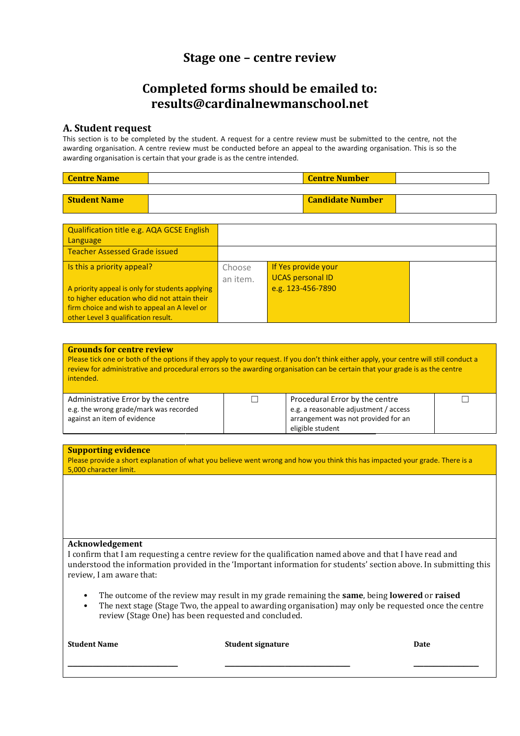# Stage one – centre review

## Completed forms should be emailed to: results@cardinalnewmanschool.net

### A. Student request

This section is to be completed by the student. A request for a centre review must be submitted to the centre, not the awarding organisation. A centre review must be conducted before an appeal to the awarding organisation. This is so the awarding organisation is certain that your grade is as the centre intended.

| **Centre Name** | | **Centre Number** | |
|---|---|---|---|
| **Student Name** | | **Candidate Number** | |

| Qualification title e.g. AQA GCSE English Language | | | |
|---|---|---|---|
| Teacher Assessed Grade issued | | | |
| Is this a priority appeal?<br><br>A priority appeal is only for students applying to higher education who did not attain their firm choice and wish to appeal an A level or other Level 3 qualification result. | Choose an item. | If Yes provide your UCAS personal ID e.g. 123-456-7890 | |

**Grounds for centre review**

Please tick one or both of the options if they apply to your request. If you don't think either apply, your centre will still conduct a review for administrative and procedural errors so the awarding organisation can be certain that your grade is as the centre intended.

| Administrative Error by the centre<br>e.g. the wrong grade/mark was recorded against an item of evidence | ☐ | Procedural Error by the centre<br>e.g. a reasonable adjustment / access arrangement was not provided for an eligible student | ☐ |
|---|---|---|---|

**Supporting evidence**

Please provide a short explanation of what you believe went wrong and how you think this has impacted your grade. There is a 5,000 character limit.

**Acknowledgement**

I confirm that I am requesting a centre review for the qualification named above and that I have read and understood the information provided in the 'Important information for students' section above. In submitting this review, I am aware that:

- The outcome of the review may result in my grade remaining the **same**, being **lowered** or **raised**
- The next stage (Stage Two, the appeal to awarding organisation) may only be requested once the centre review (Stage One) has been requested and concluded.

| **Student Name** | **Student signature** | **Date** |
|---|---|---|
| ______________________ | ______________________ | ______________ |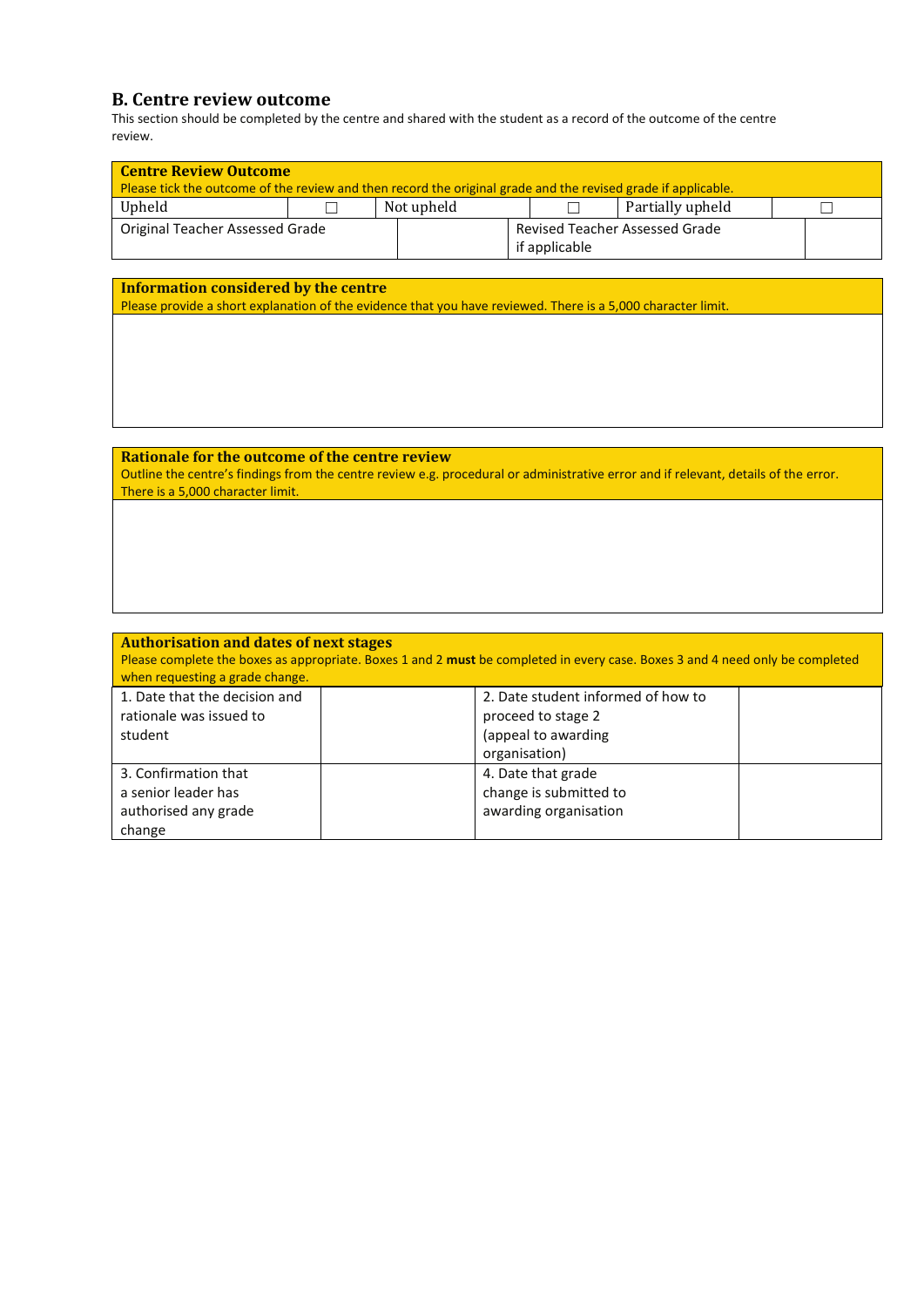## B. Centre review outcome

This section should be completed by the centre and shared with the student as a record of the outcome of the centre review.

| **Centre Review Outcome** Please tick the outcome of the review and then record the original grade and the revised grade if applicable. | | | | | |
|---|---|---|---|---|---|
| Upheld | ☐ | Not upheld | ☐ | Partially upheld | ☐ |
| Original Teacher Assessed Grade | | Revised Teacher Assessed Grade if applicable | | | |

| **Information considered by the centre** Please provide a short explanation of the evidence that you have reviewed. There is a 5,000 character limit. |
|---|
| |

| **Rationale for the outcome of the centre review** Outline the centre's findings from the centre review e.g. procedural or administrative error and if relevant, details of the error. There is a 5,000 character limit. |
|---|
| |

| **Authorisation and dates of next stages** Please complete the boxes as appropriate. Boxes 1 and 2 **must** be completed in every case. Boxes 3 and 4 need only be completed when requesting a grade change. | | | |
|---|---|---|---|
| 1. Date that the decision and rationale was issued to student | | 2. Date student informed of how to proceed to stage 2 (appeal to awarding organisation) | |
| 3. Confirmation that a senior leader has authorised any grade change | | 4. Date that grade change is submitted to awarding organisation | |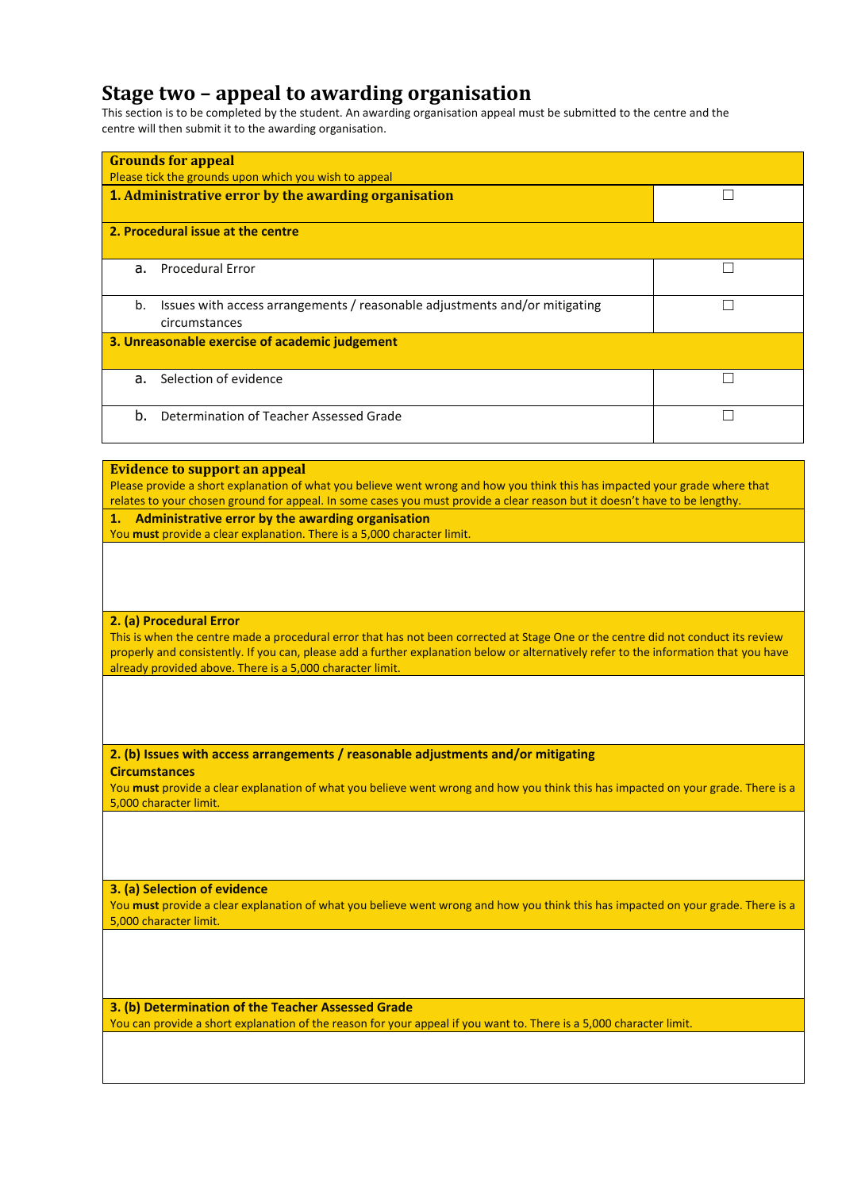## Stage two – appeal to awarding organisation

This section is to be completed by the student. An awarding organisation appeal must be submitted to the centre and the centre will then submit it to the awarding organisation.

| **Grounds for appeal**<br>Please tick the grounds upon which you wish to appeal | |
|---|---|
| **1. Administrative error by the awarding organisation** | ☐ |
| **2. Procedural issue at the centre** | |
| a. Procedural Error | ☐ |
| b. Issues with access arrangements / reasonable adjustments and/or mitigating circumstances | ☐ |
| **3. Unreasonable exercise of academic judgement** | |
| a. Selection of evidence | ☐ |
| b. Determination of Teacher Assessed Grade | ☐ |

| **Evidence to support an appeal**<br>Please provide a short explanation of what you believe went wrong and how you think this has impacted your grade where that relates to your chosen ground for appeal. In some cases you must provide a clear reason but it doesn't have to be lengthy. |
|---|
| **1. Administrative error by the awarding organisation**<br>You **must** provide a clear explanation. There is a 5,000 character limit. |
| |
| **2. (a) Procedural Error**<br>This is when the centre made a procedural error that has not been corrected at Stage One or the centre did not conduct its review properly and consistently. If you can, please add a further explanation below or alternatively refer to the information that you have already provided above. There is a 5,000 character limit. |
| |
| **2. (b) Issues with access arrangements / reasonable adjustments and/or mitigating Circumstances**<br>You **must** provide a clear explanation of what you believe went wrong and how you think this has impacted on your grade. There is a 5,000 character limit. |
| |
| **3. (a) Selection of evidence**<br>You **must** provide a clear explanation of what you believe went wrong and how you think this has impacted on your grade. There is a 5,000 character limit. |
| |
| **3. (b) Determination of the Teacher Assessed Grade**<br>You can provide a short explanation of the reason for your appeal if you want to. There is a 5,000 character limit. |
| |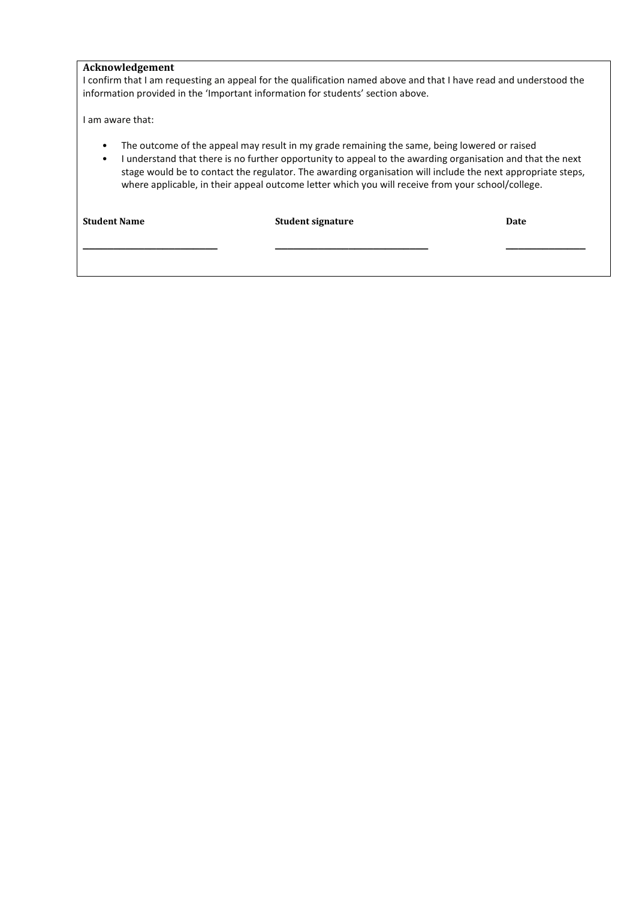**Acknowledgement**

I confirm that I am requesting an appeal for the qualification named above and that I have read and understood the information provided in the 'Important information for students' section above.

I am aware that:

- The outcome of the appeal may result in my grade remaining the same, being lowered or raised
- I understand that there is no further opportunity to appeal to the awarding organisation and that the next stage would be to contact the regulator. The awarding organisation will include the next appropriate steps, where applicable, in their appeal outcome letter which you will receive from your school/college.

| Student Name | Student signature | Date |
| --- | --- | --- |
| ______________________________ | __________________________________ | _________________ |